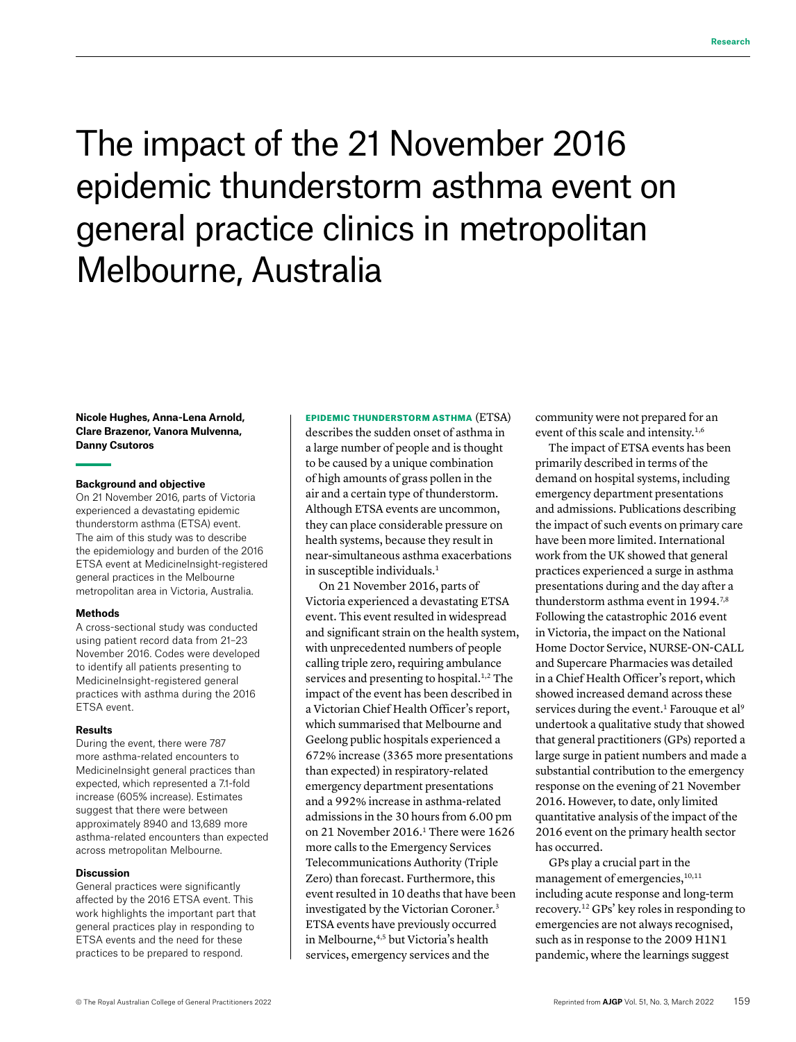# The impact of the 21 November 2016 epidemic thunderstorm asthma event on general practice clinics in metropolitan Melbourne, Australia

**Nicole Hughes, Anna-Lena Arnold, Clare Brazenor, Vanora Mulvenna, Danny Csutoros**

### Background and objective

On 21 November 2016, parts of Victoria experienced a devastating epidemic thunderstorm asthma (ETSA) event. The aim of this study was to describe the epidemiology and burden of the 2016 ETSA event at MedicineInsight-registered general practices in the Melbourne metropolitan area in Victoria, Australia.

### Methods

A cross-sectional study was conducted using patient record data from 21–23 November 2016. Codes were developed to identify all patients presenting to MedicineInsight-registered general practices with asthma during the 2016 ETSA event.

### Results

During the event, there were 787 more asthma-related encounters to MedicineInsight general practices than expected, which represented a 7.1-fold increase (605% increase). Estimates suggest that there were between approximately 8940 and 13,689 more asthma-related encounters than expected across metropolitan Melbourne.

### Discussion

General practices were significantly affected by the 2016 ETSA event. This work highlights the important part that general practices play in responding to ETSA events and the need for these practices to be prepared to respond.

EPIDEMIC THUNDERSTORM ASTHMA (ETSA) describes the sudden onset of asthma in a large number of people and is thought to be caused by a unique combination of high amounts of grass pollen in the air and a certain type of thunderstorm. Although ETSA events are uncommon, they can place considerable pressure on health systems, because they result in near-simultaneous asthma exacerbations in susceptible individuals.[1]

On 21 November 2016, parts of Victoria experienced a devastating ETSA event. This event resulted in widespread and significant strain on the health system, with unprecedented numbers of people calling triple zero, requiring ambulance services and presenting to hospital.[1,2] The impact of the event has been described in a Victorian Chief Health Officer's report, which summarised that Melbourne and Geelong public hospitals experienced a 672% increase (3365 more presentations than expected) in respiratory-related emergency department presentations and a 992% increase in asthma-related admissions in the 30 hours from 6.00 pm on 21 November 2016.[1] There were 1626 more calls to the Emergency Services Telecommunications Authority (Triple Zero) than forecast. Furthermore, this event resulted in 10 deaths that have been investigated by the Victorian Coroner.[3] ETSA events have previously occurred in Melbourne,[4,5] but Victoria's health services, emergency services and the community were not prepared for an event of this scale and intensity.[1,6]

The impact of ETSA events has been primarily described in terms of the demand on hospital systems, including emergency department presentations and admissions. Publications describing the impact of such events on primary care have been more limited. International work from the UK showed that general practices experienced a surge in asthma presentations during and the day after a thunderstorm asthma event in 1994.[7,8] Following the catastrophic 2016 event in Victoria, the impact on the National Home Doctor Service, NURSE-ON-CALL and Supercare Pharmacies was detailed in a Chief Health Officer's report, which showed increased demand across these services during the event.[1] Farouque et al[9] undertook a qualitative study that showed that general practitioners (GPs) reported a large surge in patient numbers and made a substantial contribution to the emergency response on the evening of 21 November 2016. However, to date, only limited quantitative analysis of the impact of the 2016 event on the primary health sector has occurred.

GPs play a crucial part in the management of emergencies,[10,11] including acute response and long-term recovery.[12] GPs' key roles in responding to emergencies are not always recognised, such as in response to the 2009 H1N1 pandemic, where the learnings suggest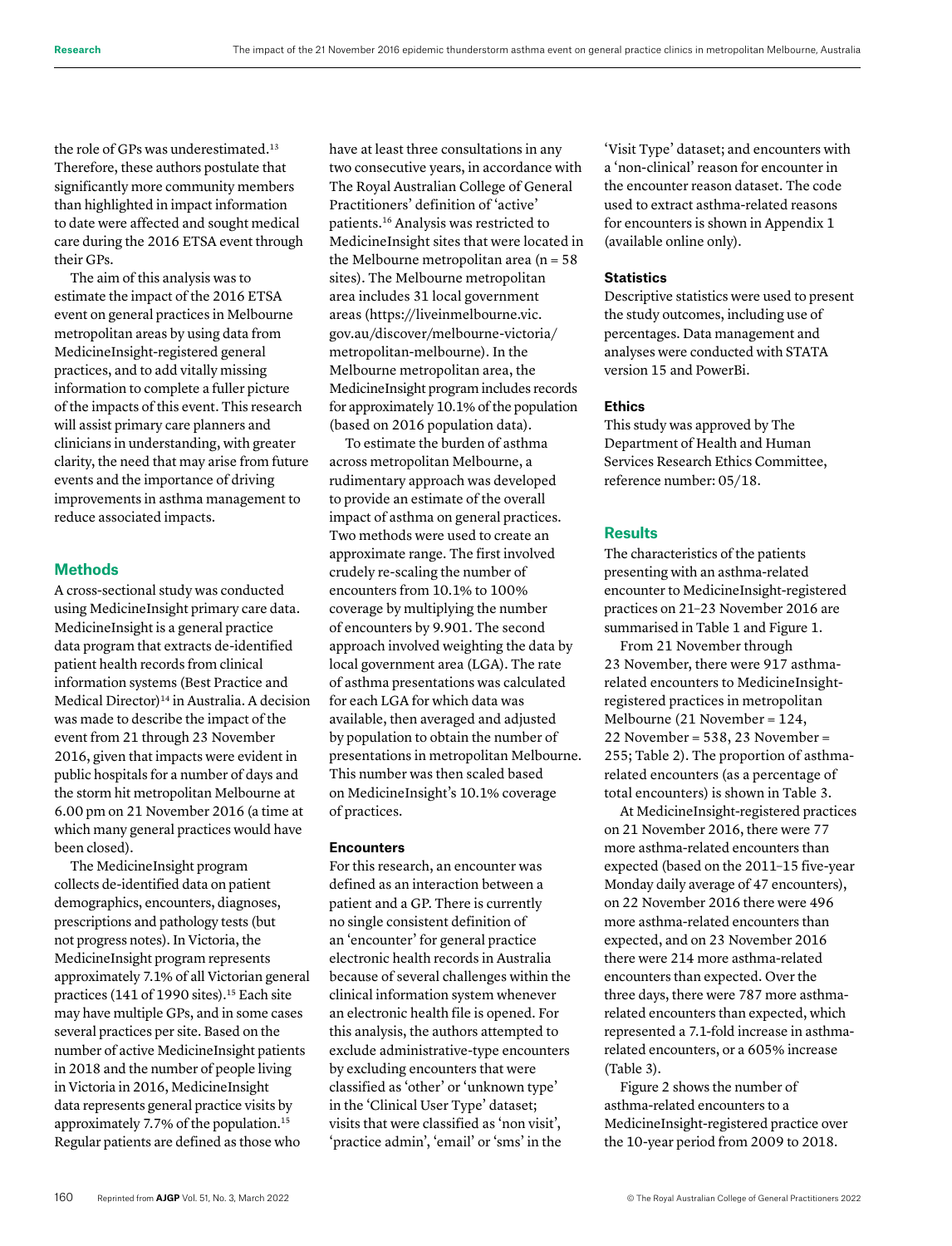the role of GPs was underestimated.[13] Therefore, these authors postulate that significantly more community members than highlighted in impact information to date were affected and sought medical care during the 2016 ETSA event through their GPs.

The aim of this analysis was to estimate the impact of the 2016 ETSA event on general practices in Melbourne metropolitan areas by using data from MedicineInsight-registered general practices, and to add vitally missing information to complete a fuller picture of the impacts of this event. This research will assist primary care planners and clinicians in understanding, with greater clarity, the need that may arise from future events and the importance of driving improvements in asthma management to reduce associated impacts.

## Methods

A cross-sectional study was conducted using MedicineInsight primary care data. MedicineInsight is a general practice data program that extracts de-identified patient health records from clinical information systems (Best Practice and Medical Director)[14] in Australia. A decision was made to describe the impact of the event from 21 through 23 November 2016, given that impacts were evident in public hospitals for a number of days and the storm hit metropolitan Melbourne at 6.00 pm on 21 November 2016 (a time at which many general practices would have been closed).

The MedicineInsight program collects de-identified data on patient demographics, encounters, diagnoses, prescriptions and pathology tests (but not progress notes). In Victoria, the MedicineInsight program represents approximately 7.1% of all Victorian general practices (141 of 1990 sites).[15] Each site may have multiple GPs, and in some cases several practices per site. Based on the number of active MedicineInsight patients in 2018 and the number of people living in Victoria in 2016, MedicineInsight data represents general practice visits by approximately 7.7% of the population.[15] Regular patients are defined as those who have at least three consultations in any two consecutive years, in accordance with The Royal Australian College of General Practitioners' definition of 'active' patients.[16] Analysis was restricted to MedicineInsight sites that were located in the Melbourne metropolitan area (n = 58 sites). The Melbourne metropolitan area includes 31 local government areas (https://liveinmelbourne.vic.gov.au/discover/melbourne-victoria/metropolitan-melbourne). In the Melbourne metropolitan area, the MedicineInsight program includes records for approximately 10.1% of the population (based on 2016 population data).

To estimate the burden of asthma across metropolitan Melbourne, a rudimentary approach was developed to provide an estimate of the overall impact of asthma on general practices. Two methods were used to create an approximate range. The first involved crudely re-scaling the number of encounters from 10.1% to 100% coverage by multiplying the number of encounters by 9.901. The second approach involved weighting the data by local government area (LGA). The rate of asthma presentations was calculated for each LGA for which data was available, then averaged and adjusted by population to obtain the number of presentations in metropolitan Melbourne. This number was then scaled based on MedicineInsight's 10.1% coverage of practices.

### Encounters

For this research, an encounter was defined as an interaction between a patient and a GP. There is currently no single consistent definition of an 'encounter' for general practice electronic health records in Australia because of several challenges within the clinical information system whenever an electronic health file is opened. For this analysis, the authors attempted to exclude administrative-type encounters by excluding encounters that were classified as 'other' or 'unknown type' in the 'Clinical User Type' dataset; visits that were classified as 'non visit', 'practice admin', 'email' or 'sms' in the 'Visit Type' dataset; and encounters with a 'non-clinical' reason for encounter in the encounter reason dataset. The code used to extract asthma-related reasons for encounters is shown in Appendix 1 (available online only).

### Statistics

Descriptive statistics were used to present the study outcomes, including use of percentages. Data management and analyses were conducted with STATA version 15 and PowerBi.

### Ethics

This study was approved by The Department of Health and Human Services Research Ethics Committee, reference number: 05/18.

## Results

The characteristics of the patients presenting with an asthma-related encounter to MedicineInsight-registered practices on 21–23 November 2016 are summarised in Table 1 and Figure 1.

From 21 November through 23 November, there were 917 asthma-related encounters to MedicineInsight-registered practices in metropolitan Melbourne (21 November = 124, 22 November = 538, 23 November = 255; Table 2). The proportion of asthma-related encounters (as a percentage of total encounters) is shown in Table 3.

At MedicineInsight-registered practices on 21 November 2016, there were 77 more asthma-related encounters than expected (based on the 2011–15 five-year Monday daily average of 47 encounters), on 22 November 2016 there were 496 more asthma-related encounters than expected, and on 23 November 2016 there were 214 more asthma-related encounters than expected. Over the three days, there were 787 more asthma-related encounters than expected, which represented a 7.1-fold increase in asthma-related encounters, or a 605% increase (Table 3).

Figure 2 shows the number of asthma-related encounters to a MedicineInsight-registered practice over the 10-year period from 2009 to 2018.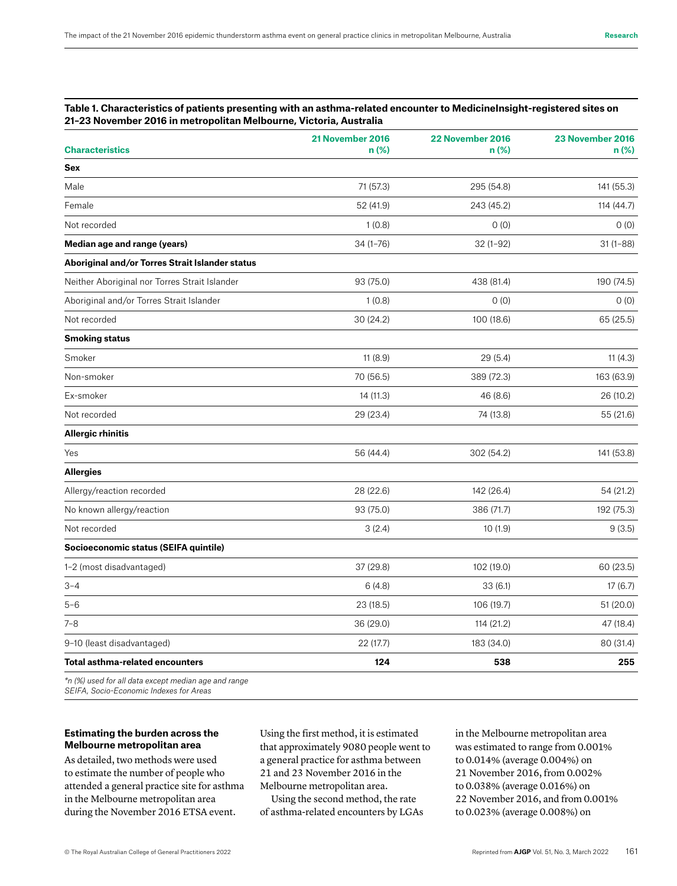**Table 1. Characteristics of patients presenting with an asthma-related encounter to MedicineInsight-registered sites on 21–23 November 2016 in metropolitan Melbourne, Victoria, Australia**

| Characteristics | 21 November 2016 n (%) | 22 November 2016 n (%) | 23 November 2016 n (%) |
|---|---|---|---|
| **Sex** | | | |
| Male | 71 (57.3) | 295 (54.8) | 141 (55.3) |
| Female | 52 (41.9) | 243 (45.2) | 114 (44.7) |
| Not recorded | 1 (0.8) | 0 (0) | 0 (0) |
| **Median age and range (years)** | 34 (1–76) | 32 (1–92) | 31 (1–88) |
| **Aboriginal and/or Torres Strait Islander status** | | | |
| Neither Aboriginal nor Torres Strait Islander | 93 (75.0) | 438 (81.4) | 190 (74.5) |
| Aboriginal and/or Torres Strait Islander | 1 (0.8) | 0 (0) | 0 (0) |
| Not recorded | 30 (24.2) | 100 (18.6) | 65 (25.5) |
| **Smoking status** | | | |
| Smoker | 11 (8.9) | 29 (5.4) | 11 (4.3) |
| Non-smoker | 70 (56.5) | 389 (72.3) | 163 (63.9) |
| Ex-smoker | 14 (11.3) | 46 (8.6) | 26 (10.2) |
| Not recorded | 29 (23.4) | 74 (13.8) | 55 (21.6) |
| **Allergic rhinitis** | | | |
| Yes | 56 (44.4) | 302 (54.2) | 141 (53.8) |
| **Allergies** | | | |
| Allergy/reaction recorded | 28 (22.6) | 142 (26.4) | 54 (21.2) |
| No known allergy/reaction | 93 (75.0) | 386 (71.7) | 192 (75.3) |
| Not recorded | 3 (2.4) | 10 (1.9) | 9 (3.5) |
| **Socioeconomic status (SEIFA quintile)** | | | |
| 1–2 (most disadvantaged) | 37 (29.8) | 102 (19.0) | 60 (23.5) |
| 3–4 | 6 (4.8) | 33 (6.1) | 17 (6.7) |
| 5–6 | 23 (18.5) | 106 (19.7) | 51 (20.0) |
| 7–8 | 36 (29.0) | 114 (21.2) | 47 (18.4) |
| 9–10 (least disadvantaged) | 22 (17.7) | 183 (34.0) | 80 (31.4) |
| **Total asthma-related encounters** | **124** | **538** | **255** |

*\*n (%) used for all data except median age and range*
*SEIFA, Socio-Economic Indexes for Areas*

### Estimating the burden across the Melbourne metropolitan area

As detailed, two methods were used to estimate the number of people who attended a general practice site for asthma in the Melbourne metropolitan area during the November 2016 ETSA event.

Using the first method, it is estimated that approximately 9080 people went to a general practice for asthma between 21 and 23 November 2016 in the Melbourne metropolitan area.

Using the second method, the rate of asthma-related encounters by LGAs in the Melbourne metropolitan area was estimated to range from 0.001% to 0.014% (average 0.004%) on 21 November 2016, from 0.002% to 0.038% (average 0.016%) on 22 November 2016, and from 0.001% to 0.023% (average 0.008%) on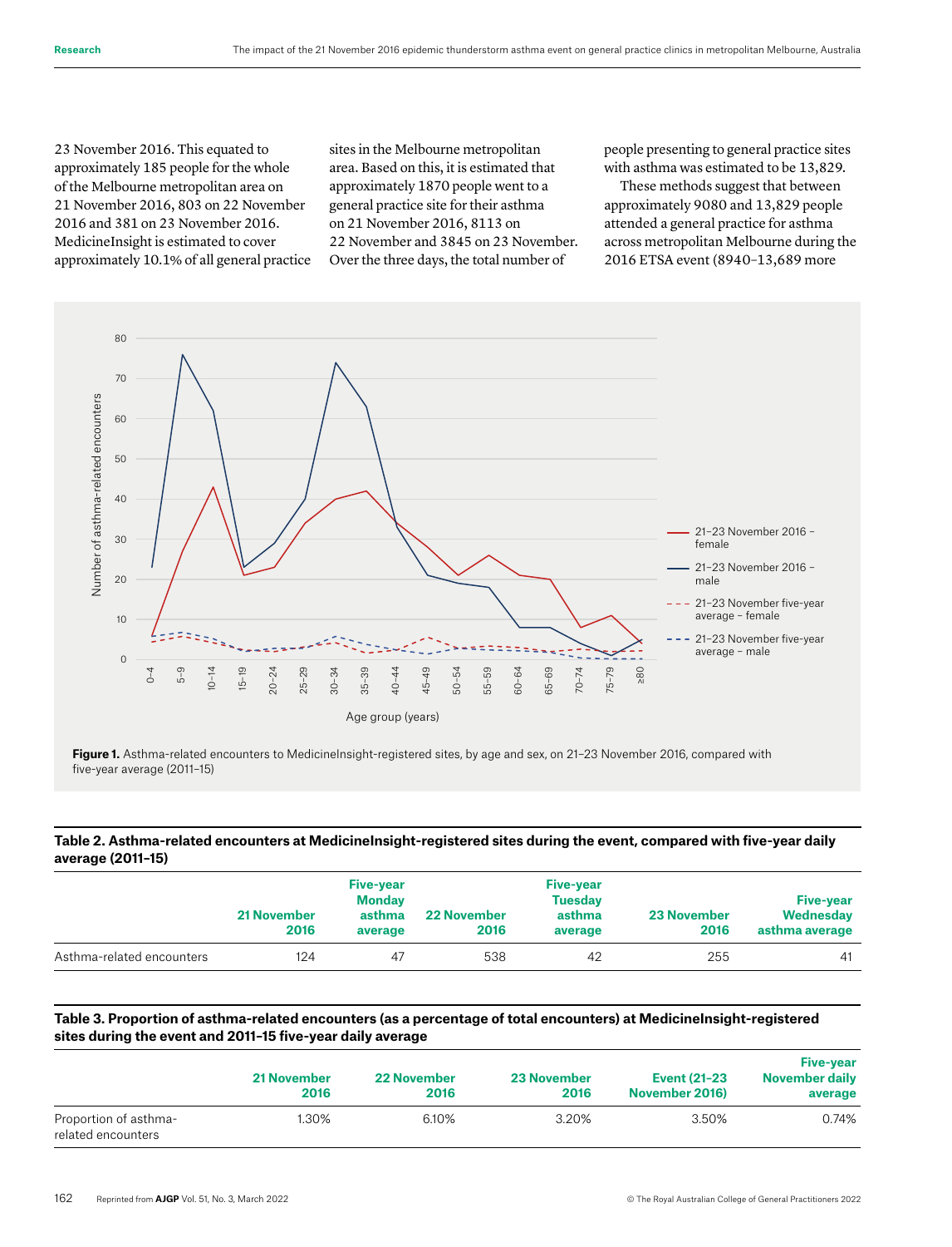23 November 2016. This equated to approximately 185 people for the whole of the Melbourne metropolitan area on 21 November 2016, 803 on 22 November 2016 and 381 on 23 November 2016. MedicineInsight is estimated to cover approximately 10.1% of all general practice sites in the Melbourne metropolitan area. Based on this, it is estimated that approximately 1870 people went to a general practice site for their asthma on 21 November 2016, 8113 on 22 November and 3845 on 23 November. Over the three days, the total number of people presenting to general practice sites with asthma was estimated to be 13,829.

These methods suggest that between approximately 9080 and 13,829 people attended a general practice for asthma across metropolitan Melbourne during the 2016 ETSA event (8940–13,689 more

**Figure 1.** Asthma-related encounters to MedicineInsight-registered sites, by age and sex, on 21–23 November 2016, compared with five-year average (2011–15)

**Table 2. Asthma-related encounters at MedicineInsight-registered sites during the event, compared with five-year daily average (2011–15)**

| | 21 November 2016 | Five-year Monday asthma average | 22 November 2016 | Five-year Tuesday asthma average | 23 November 2016 | Five-year Wednesday asthma average |
|---|---|---|---|---|---|---|
| Asthma-related encounters | 124 | 47 | 538 | 42 | 255 | 41 |

**Table 3. Proportion of asthma-related encounters (as a percentage of total encounters) at MedicineInsight-registered sites during the event and 2011–15 five-year daily average**

| | 21 November 2016 | 22 November 2016 | 23 November 2016 | Event (21–23 November 2016) | Five-year November daily average |
|---|---|---|---|---|---|
| Proportion of asthma-related encounters | 1.30% | 6.10% | 3.20% | 3.50% | 0.74% |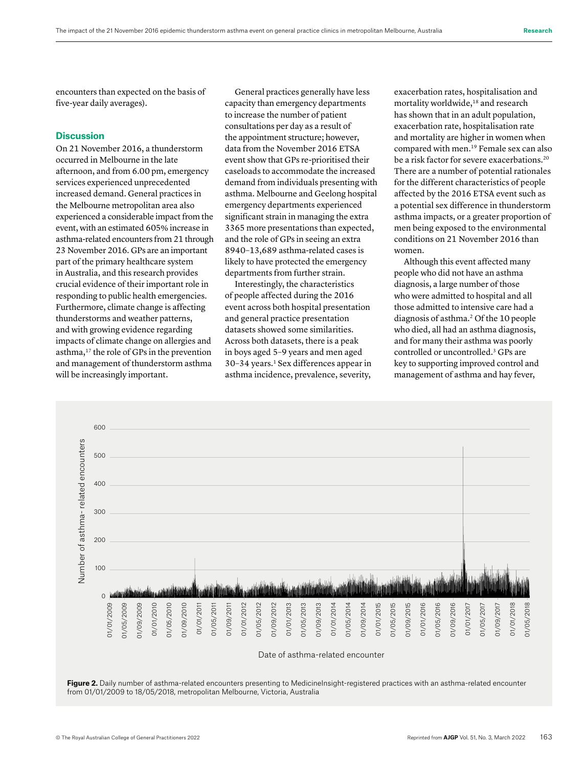encounters than expected on the basis of five-year daily averages).

## Discussion

On 21 November 2016, a thunderstorm occurred in Melbourne in the late afternoon, and from 6.00 pm, emergency services experienced unprecedented increased demand. General practices in the Melbourne metropolitan area also experienced a considerable impact from the event, with an estimated 605% increase in asthma-related encounters from 21 through 23 November 2016. GPs are an important part of the primary healthcare system in Australia, and this research provides crucial evidence of their important role in responding to public health emergencies. Furthermore, climate change is affecting thunderstorms and weather patterns, and with growing evidence regarding impacts of climate change on allergies and asthma,[17] the role of GPs in the prevention and management of thunderstorm asthma will be increasingly important.

General practices generally have less capacity than emergency departments to increase the number of patient consultations per day as a result of the appointment structure; however, data from the November 2016 ETSA event show that GPs re-prioritised their caseloads to accommodate the increased demand from individuals presenting with asthma. Melbourne and Geelong hospital emergency departments experienced significant strain in managing the extra 3365 more presentations than expected, and the role of GPs in seeing an extra 8940–13,689 asthma-related cases is likely to have protected the emergency departments from further strain.

Interestingly, the characteristics of people affected during the 2016 event across both hospital presentation and general practice presentation datasets showed some similarities. Across both datasets, there is a peak in boys aged 5–9 years and men aged 30–34 years.[1] Sex differences appear in asthma incidence, prevalence, severity, exacerbation rates, hospitalisation and mortality worldwide,[18] and research has shown that in an adult population, exacerbation rate, hospitalisation rate and mortality are higher in women when compared with men.[19] Female sex can also be a risk factor for severe exacerbations.[20] There are a number of potential rationales for the different characteristics of people affected by the 2016 ETSA event such as a potential sex difference in thunderstorm asthma impacts, or a greater proportion of men being exposed to the environmental conditions on 21 November 2016 than women.

Although this event affected many people who did not have an asthma diagnosis, a large number of those who were admitted to hospital and all those admitted to intensive care had a diagnosis of asthma.[2] Of the 10 people who died, all had an asthma diagnosis, and for many their asthma was poorly controlled or uncontrolled.[3] GPs are key to supporting improved control and management of asthma and hay fever,

**Figure 2.** Daily number of asthma-related encounters presenting to MedicineInsight-registered practices with an asthma-related encounter from 01/01/2009 to 18/05/2018, metropolitan Melbourne, Victoria, Australia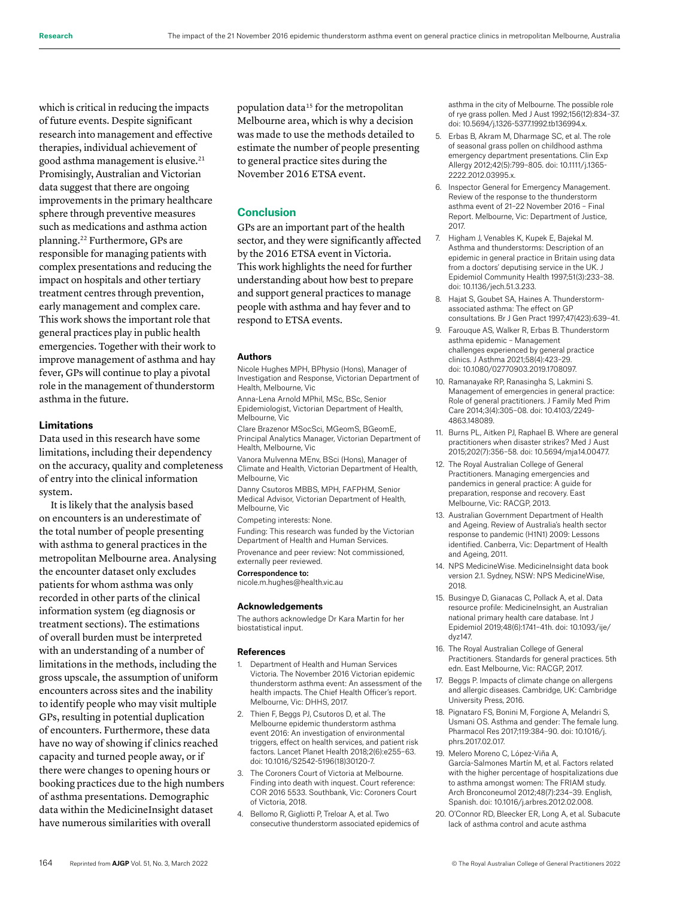which is critical in reducing the impacts of future events. Despite significant research into management and effective therapies, individual achievement of good asthma management is elusive.[21] Promisingly, Australian and Victorian data suggest that there are ongoing improvements in the primary healthcare sphere through preventive measures such as medications and asthma action planning.[22] Furthermore, GPs are responsible for managing patients with complex presentations and reducing the impact on hospitals and other tertiary treatment centres through prevention, early management and complex care. This work shows the important role that general practices play in public health emergencies. Together with their work to improve management of asthma and hay fever, GPs will continue to play a pivotal role in the management of thunderstorm asthma in the future.

### Limitations

Data used in this research have some limitations, including their dependency on the accuracy, quality and completeness of entry into the clinical information system.

It is likely that the analysis based on encounters is an underestimate of the total number of people presenting with asthma to general practices in the metropolitan Melbourne area. Analysing the encounter dataset only excludes patients for whom asthma was only recorded in other parts of the clinical information system (eg diagnosis or treatment sections). The estimations of overall burden must be interpreted with an understanding of a number of limitations in the methods, including the gross upscale, the assumption of uniform encounters across sites and the inability to identify people who may visit multiple GPs, resulting in potential duplication of encounters. Furthermore, these data have no way of showing if clinics reached capacity and turned people away, or if there were changes to opening hours or booking practices due to the high numbers of asthma presentations. Demographic data within the MedicineInsight dataset have numerous similarities with overall population data[15] for the metropolitan Melbourne area, which is why a decision was made to use the methods detailed to estimate the number of people presenting to general practice sites during the November 2016 ETSA event.

## Conclusion

GPs are an important part of the health sector, and they were significantly affected by the 2016 ETSA event in Victoria. This work highlights the need for further understanding about how best to prepare and support general practices to manage people with asthma and hay fever and to respond to ETSA events.

### Authors

Nicole Hughes MPH, BPhysio (Hons), Manager of Investigation and Response, Victorian Department of Health, Melbourne, Vic

Anna-Lena Arnold MPhil, MSc, BSc, Senior Epidemiologist, Victorian Department of Health, Melbourne, Vic

Clare Brazenor MSocSci, MGeomS, BGeomE, Principal Analytics Manager, Victorian Department of Health, Melbourne, Vic

Vanora Mulvenna MEnv, BSci (Hons), Manager of Climate and Health, Victorian Department of Health, Melbourne, Vic

Danny Csutoros MBBS, MPH, FAFPHM, Senior Medical Advisor, Victorian Department of Health, Melbourne, Vic

Competing interests: None.

Funding: This research was funded by the Victorian Department of Health and Human Services.

Provenance and peer review: Not commissioned, externally peer reviewed.

**Correspondence to:**
nicole.m.hughes@health.vic.au

### Acknowledgements

The authors acknowledge Dr Kara Martin for her biostatistical input.

### References

1. Department of Health and Human Services Victoria. The November 2016 Victorian epidemic thunderstorm asthma event: An assessment of the health impacts. The Chief Health Officer's report. Melbourne, Vic: DHHS, 2017.
2. Thien F, Beggs PJ, Csutoros D, et al. The Melbourne epidemic thunderstorm asthma event 2016: An investigation of environmental triggers, effect on health services, and patient risk factors. Lancet Planet Health 2018;2(6):e255–63. doi: 10.1016/S2542-5196(18)30120-7.
3. The Coroners Court of Victoria at Melbourne. Finding into death with inquest. Court reference: COR 2016 5533. Southbank, Vic: Coroners Court of Victoria, 2018.
4. Bellomo R, Gigliotti P, Treloar A, et al. Two consecutive thunderstorm associated epidemics of asthma in the city of Melbourne. The possible role of rye grass pollen. Med J Aust 1992;156(12):834–37. doi: 10.5694/j.1326-5377.1992.tb136994.x.
5. Erbas B, Akram M, Dharmage SC, et al. The role of seasonal grass pollen on childhood asthma emergency department presentations. Clin Exp Allergy 2012;42(5):799–805. doi: 10.1111/j.1365-2222.2012.03995.x.
6. Inspector General for Emergency Management. Review of the response to the thunderstorm asthma event of 21–22 November 2016 – Final Report. Melbourne, Vic: Department of Justice, 2017.
7. Higham J, Venables K, Kupek E, Bajekal M. Asthma and thunderstorms: Description of an epidemic in general practice in Britain using data from a doctors' deputising service in the UK. J Epidemiol Community Health 1997;51(3):233–38. doi: 10.1136/jech.51.3.233.
8. Hajat S, Goubet SA, Haines A. Thunderstorm-associated asthma: The effect on GP consultations. Br J Gen Pract 1997;47(423):639–41.
9. Farouque AS, Walker R, Erbas B. Thunderstorm asthma epidemic – Management challenges experienced by general practice clinics. J Asthma 2021;58(4):423–29. doi: 10.1080/02770903.2019.1708097.
10. Ramanayake RP, Ranasingha S, Lakmini S. Management of emergencies in general practice: Role of general practitioners. J Family Med Prim Care 2014;3(4):305–08. doi: 10.4103/2249-4863.148089.
11. Burns PL, Aitken PJ, Raphael B. Where are general practitioners when disaster strikes? Med J Aust 2015;202(7):356–58. doi: 10.5694/mja14.00477.
12. The Royal Australian College of General Practitioners. Managing emergencies and pandemics in general practice: A guide for preparation, response and recovery. East Melbourne, Vic: RACGP, 2013.
13. Australian Government Department of Health and Ageing. Review of Australia's health sector response to pandemic (H1N1) 2009: Lessons identified. Canberra, Vic: Department of Health and Ageing, 2011.
14. NPS MedicineWise. MedicineInsight data book version 2.1. Sydney, NSW: NPS MedicineWise, 2018.
15. Busingye D, Gianacas C, Pollack A, et al. Data resource profile: MedicineInsight, an Australian national primary health care database. Int J Epidemiol 2019;48(6):1741–41h. doi: 10.1093/ije/dyz147.
16. The Royal Australian College of General Practitioners. Standards for general practices. 5th edn. East Melbourne, Vic: RACGP, 2017.
17. Beggs P. Impacts of climate change on allergens and allergic diseases. Cambridge, UK: Cambridge University Press, 2016.
18. Pignataro FS, Bonini M, Forgione A, Melandri S, Usmani OS. Asthma and gender: The female lung. Pharmacol Res 2017;119:384–90. doi: 10.1016/j.phrs.2017.02.017.
19. Melero Moreno C, López-Viña A, García-Salmones Martín M, et al. Factors related with the higher percentage of hospitalizations due to asthma amongst women: The FRIAM study. Arch Bronconeumol 2012;48(7):234–39. English, Spanish. doi: 10.1016/j.arbres.2012.02.008.
20. O'Connor RD, Bleecker ER, Long A, et al. Subacute lack of asthma control and acute asthma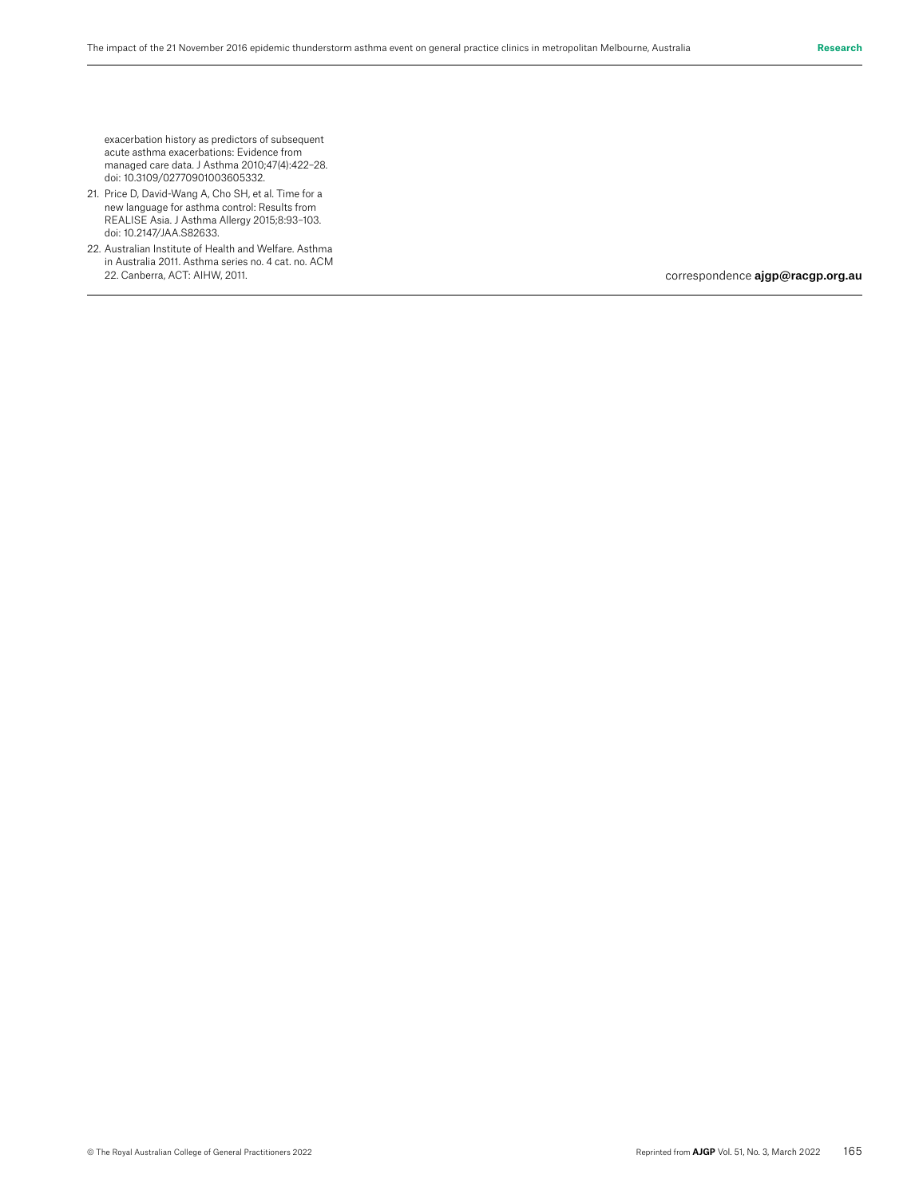exacerbation history as predictors of subsequent acute asthma exacerbations: Evidence from managed care data. J Asthma 2010;47(4):422–28. doi: 10.3109/02770901003605332.

21. Price D, David-Wang A, Cho SH, et al. Time for a new language for asthma control: Results from REALISE Asia. J Asthma Allergy 2015;8:93–103. doi: 10.2147/JAA.S82633.
22. Australian Institute of Health and Welfare. Asthma in Australia 2011. Asthma series no. 4 cat. no. ACM 22. Canberra, ACT: AIHW, 2011.

correspondence **ajgp@racgp.org.au**